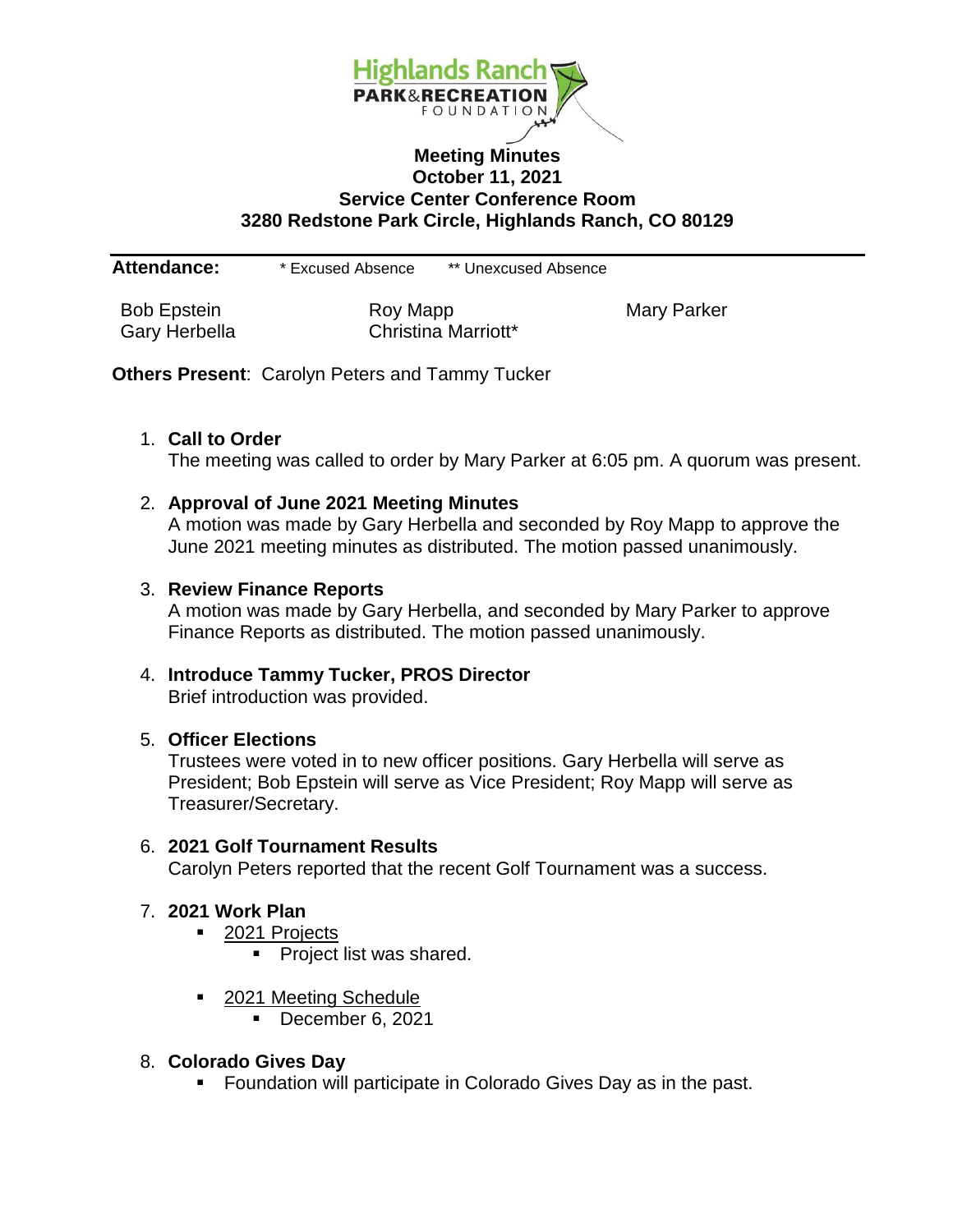Highlands Ranch PARK&RECREATION FOUNDATION

# Meeting Minutes
## October 11, 2021
## Service Center Conference Room
## 3280 Redstone Park Circle, Highlands Ranch, CO 80129

**Attendance:** * Excused Absence ** Unexcused Absence

| | | |
|---|---|---|
| Bob Epstein | Roy Mapp | Mary Parker |
| Gary Herbella | Christina Marriott* | |

**Others Present**: Carolyn Peters and Tammy Tucker

1. **Call to Order**
   The meeting was called to order by Mary Parker at 6:05 pm. A quorum was present.

2. **Approval of June 2021 Meeting Minutes**
   A motion was made by Gary Herbella and seconded by Roy Mapp to approve the June 2021 meeting minutes as distributed. The motion passed unanimously.

3. **Review Finance Reports**
   A motion was made by Gary Herbella, and seconded by Mary Parker to approve Finance Reports as distributed. The motion passed unanimously.

4. **Introduce Tammy Tucker, PROS Director**
   Brief introduction was provided.

5. **Officer Elections**
   Trustees were voted in to new officer positions. Gary Herbella will serve as President; Bob Epstein will serve as Vice President; Roy Mapp will serve as Treasurer/Secretary.

6. **2021 Golf Tournament Results**
   Carolyn Peters reported that the recent Golf Tournament was a success.

7. **2021 Work Plan**
   - <u>2021 Projects</u>
     - Project list was shared.
   - <u>2021 Meeting Schedule</u>
     - December 6, 2021

8. **Colorado Gives Day**
   - Foundation will participate in Colorado Gives Day as in the past.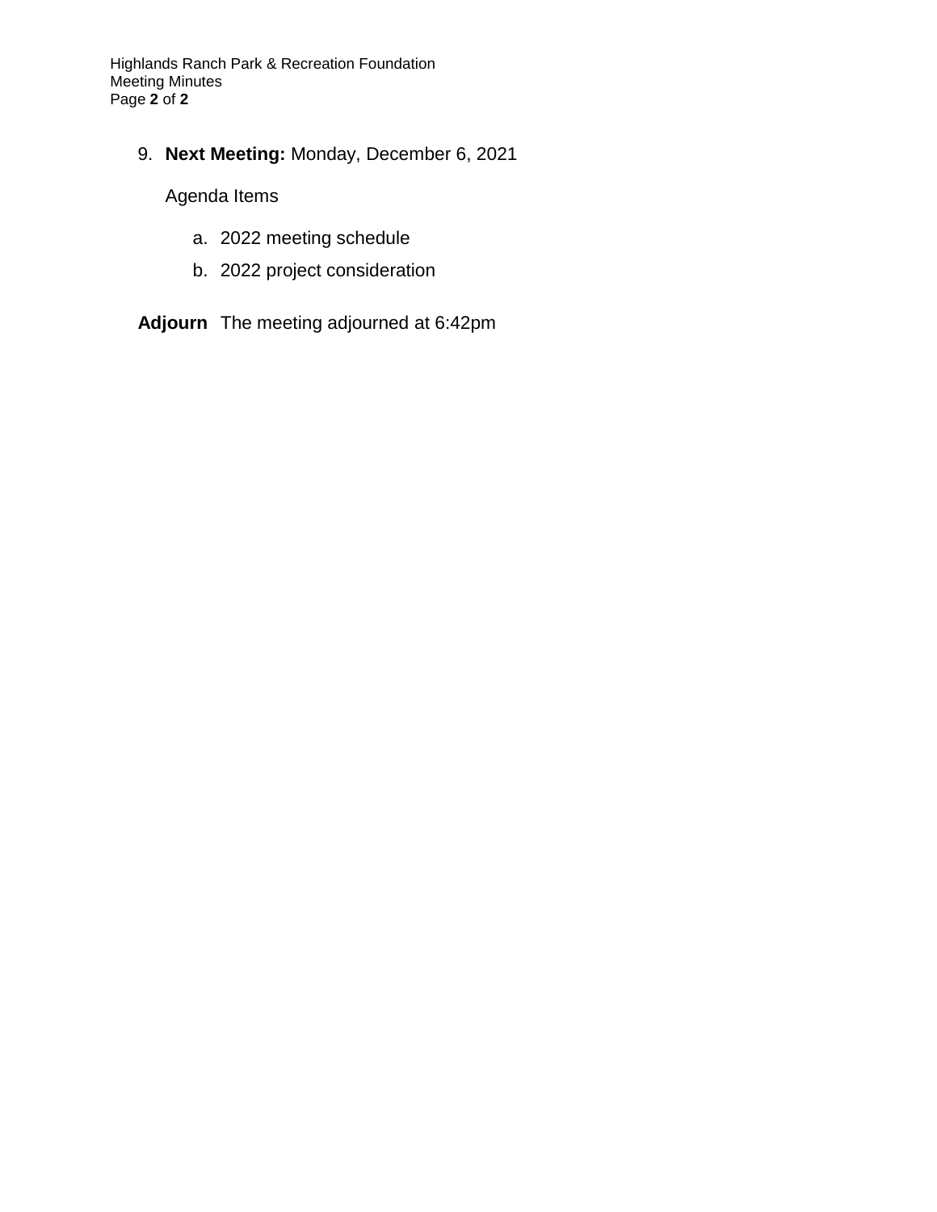9. **Next Meeting:** Monday, December 6, 2021

   Agenda Items

   a. 2022 meeting schedule
   b. 2022 project consideration

**Adjourn** The meeting adjourned at 6:42pm